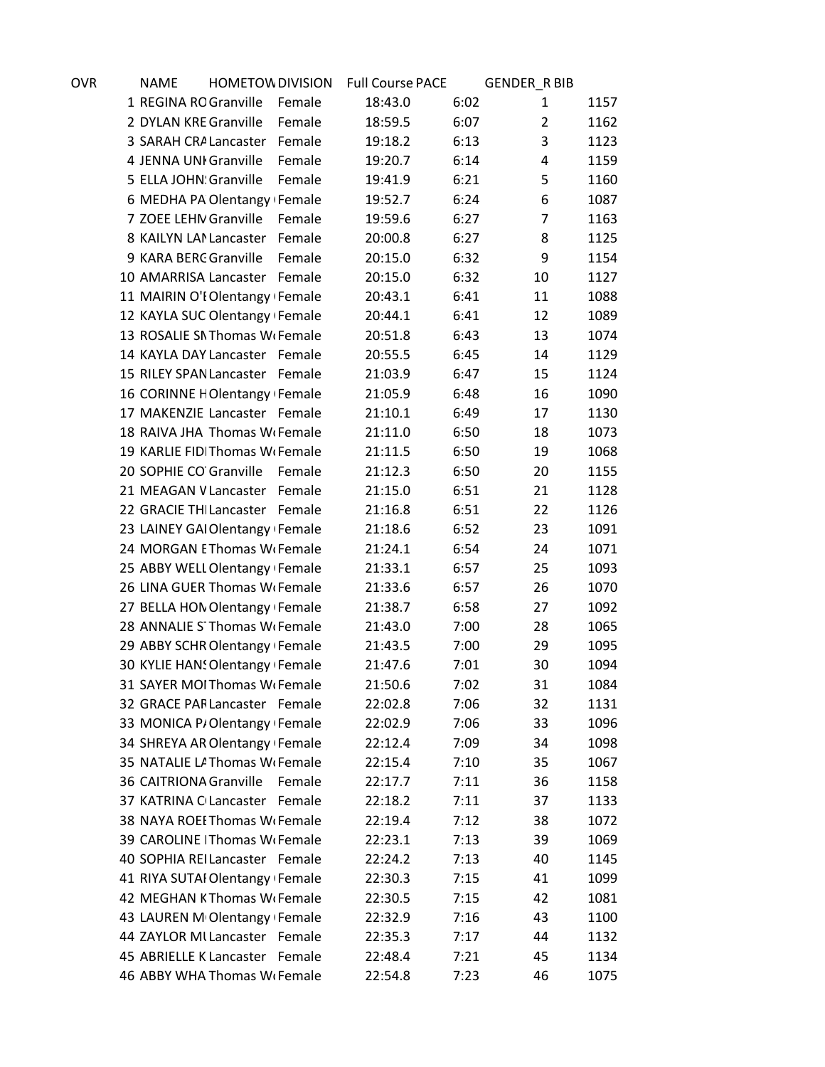| OVR | NAME | HOMETOW | DIVISION | Full Course | PACE | GENDER_R | BIB |
|---|---|---|---|---|---|---|---|
| 1 | REGINA RO | Granville | Female | 18:43.0 | 6:02 | 1 | 1157 |
| 2 | DYLAN KRE | Granville | Female | 18:59.5 | 6:07 | 2 | 1162 |
| 3 | SARAH CRA | Lancaster | Female | 19:18.2 | 6:13 | 3 | 1123 |
| 4 | JENNA UNI | Granville | Female | 19:20.7 | 6:14 | 4 | 1159 |
| 5 | ELLA JOHN | Granville | Female | 19:41.9 | 6:21 | 5 | 1160 |
| 6 | MEDHA PA | Olentangy | Female | 19:52.7 | 6:24 | 6 | 1087 |
| 7 | ZOEE LEHM | Granville | Female | 19:59.6 | 6:27 | 7 | 1163 |
| 8 | KAILYN LAN | Lancaster | Female | 20:00.8 | 6:27 | 8 | 1125 |
| 9 | KARA BERG | Granville | Female | 20:15.0 | 6:32 | 9 | 1154 |
| 10 | AMARRISA | Lancaster | Female | 20:15.0 | 6:32 | 10 | 1127 |
| 11 | MAIRIN O'E | Olentangy | Female | 20:43.1 | 6:41 | 11 | 1088 |
| 12 | KAYLA SUC | Olentangy | Female | 20:44.1 | 6:41 | 12 | 1089 |
| 13 | ROSALIE SN | Thomas W | Female | 20:51.8 | 6:43 | 13 | 1074 |
| 14 | KAYLA DAY | Lancaster | Female | 20:55.5 | 6:45 | 14 | 1129 |
| 15 | RILEY SPAN | Lancaster | Female | 21:03.9 | 6:47 | 15 | 1124 |
| 16 | CORINNE H | Olentangy | Female | 21:05.9 | 6:48 | 16 | 1090 |
| 17 | MAKENZIE | Lancaster | Female | 21:10.1 | 6:49 | 17 | 1130 |
| 18 | RAIVA JHA | Thomas W | Female | 21:11.0 | 6:50 | 18 | 1073 |
| 19 | KARLIE FIDI | Thomas W | Female | 21:11.5 | 6:50 | 19 | 1068 |
| 20 | SOPHIE CO | Granville | Female | 21:12.3 | 6:50 | 20 | 1155 |
| 21 | MEAGAN V | Lancaster | Female | 21:15.0 | 6:51 | 21 | 1128 |
| 22 | GRACIE THI | Lancaster | Female | 21:16.8 | 6:51 | 22 | 1126 |
| 23 | LAINEY GAI | Olentangy | Female | 21:18.6 | 6:52 | 23 | 1091 |
| 24 | MORGAN E | Thomas W | Female | 21:24.1 | 6:54 | 24 | 1071 |
| 25 | ABBY WELL | Olentangy | Female | 21:33.1 | 6:57 | 25 | 1093 |
| 26 | LINA GUER | Thomas W | Female | 21:33.6 | 6:57 | 26 | 1070 |
| 27 | BELLA HOM | Olentangy | Female | 21:38.7 | 6:58 | 27 | 1092 |
| 28 | ANNALIE S | Thomas W | Female | 21:43.0 | 7:00 | 28 | 1065 |
| 29 | ABBY SCHR | Olentangy | Female | 21:43.5 | 7:00 | 29 | 1095 |
| 30 | KYLIE HANS | Olentangy | Female | 21:47.6 | 7:01 | 30 | 1094 |
| 31 | SAYER MOI | Thomas W | Female | 21:50.6 | 7:02 | 31 | 1084 |
| 32 | GRACE PAR | Lancaster | Female | 22:02.8 | 7:06 | 32 | 1131 |
| 33 | MONICA PA | Olentangy | Female | 22:02.9 | 7:06 | 33 | 1096 |
| 34 | SHREYA AR | Olentangy | Female | 22:12.4 | 7:09 | 34 | 1098 |
| 35 | NATALIE LA | Thomas W | Female | 22:15.4 | 7:10 | 35 | 1067 |
| 36 | CAITRIONA | Granville | Female | 22:17.7 | 7:11 | 36 | 1158 |
| 37 | KATRINA C | Lancaster | Female | 22:18.2 | 7:11 | 37 | 1133 |
| 38 | NAYA ROEE | Thomas W | Female | 22:19.4 | 7:12 | 38 | 1072 |
| 39 | CAROLINE I | Thomas W | Female | 22:23.1 | 7:13 | 39 | 1069 |
| 40 | SOPHIA REI | Lancaster | Female | 22:24.2 | 7:13 | 40 | 1145 |
| 41 | RIYA SUTAI | Olentangy | Female | 22:30.3 | 7:15 | 41 | 1099 |
| 42 | MEGHAN K | Thomas W | Female | 22:30.5 | 7:15 | 42 | 1081 |
| 43 | LAUREN M | Olentangy | Female | 22:32.9 | 7:16 | 43 | 1100 |
| 44 | ZAYLOR MI | Lancaster | Female | 22:35.3 | 7:17 | 44 | 1132 |
| 45 | ABRIELLE K | Lancaster | Female | 22:48.4 | 7:21 | 45 | 1134 |
| 46 | ABBY WHA | Thomas W | Female | 22:54.8 | 7:23 | 46 | 1075 |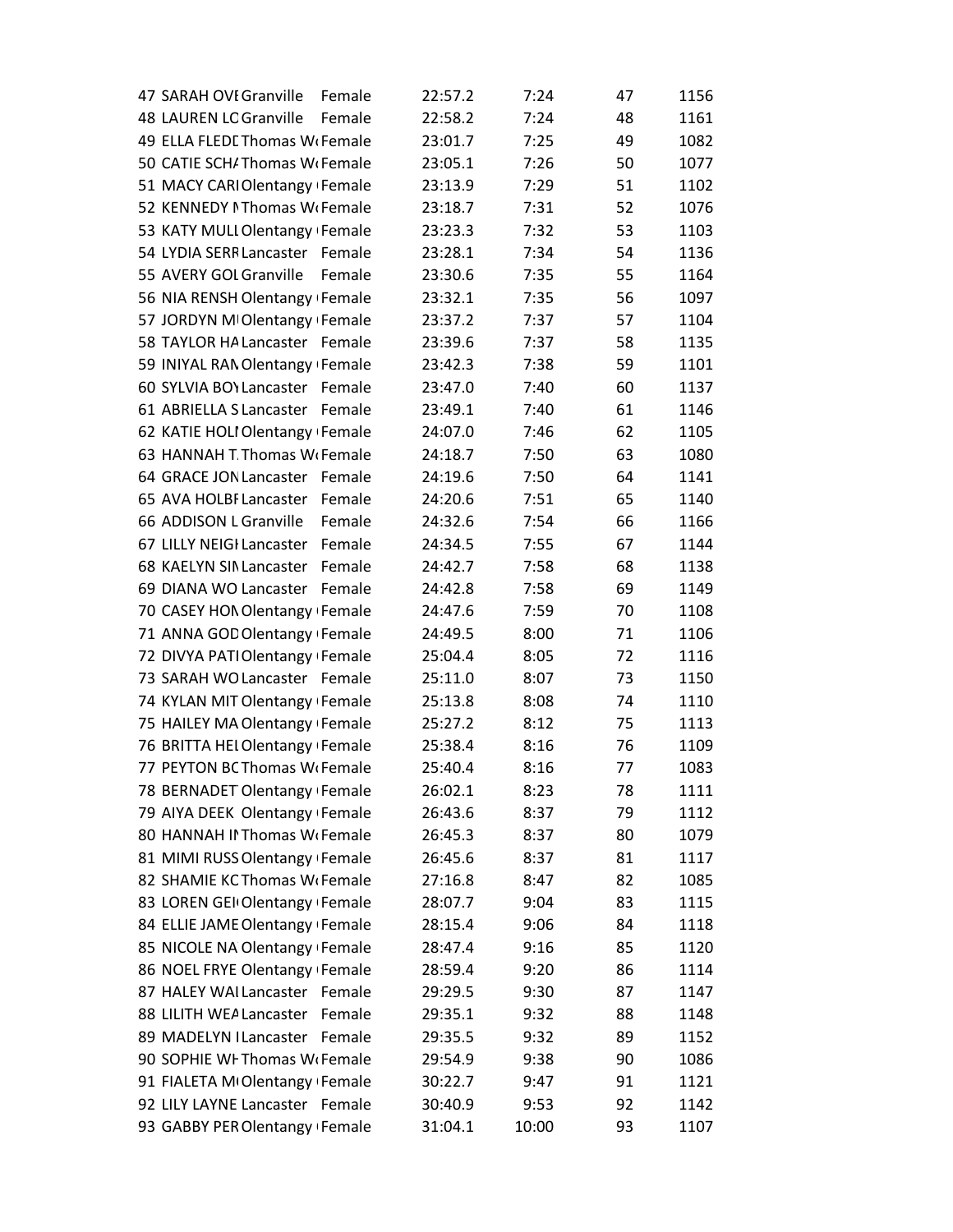| | | | | | | | |
|---|---|---|---|---|---|---|---|
| 47 | SARAH OVE | Granville | Female | 22:57.2 | 7:24 | 47 | 1156 |
| 48 | LAUREN LC | Granville | Female | 22:58.2 | 7:24 | 48 | 1161 |
| 49 | ELLA FLEDE | Thomas W( | Female | 23:01.7 | 7:25 | 49 | 1082 |
| 50 | CATIE SCHA | Thomas W( | Female | 23:05.1 | 7:26 | 50 | 1077 |
| 51 | MACY CARI | Olentangy ( | Female | 23:13.9 | 7:29 | 51 | 1102 |
| 52 | KENNEDY N | Thomas W( | Female | 23:18.7 | 7:31 | 52 | 1076 |
| 53 | KATY MULL | Olentangy ( | Female | 23:23.3 | 7:32 | 53 | 1103 |
| 54 | LYDIA SERR | Lancaster | Female | 23:28.1 | 7:34 | 54 | 1136 |
| 55 | AVERY GOL | Granville | Female | 23:30.6 | 7:35 | 55 | 1164 |
| 56 | NIA RENSH | Olentangy ( | Female | 23:32.1 | 7:35 | 56 | 1097 |
| 57 | JORDYN MI | Olentangy ( | Female | 23:37.2 | 7:37 | 57 | 1104 |
| 58 | TAYLOR HA | Lancaster | Female | 23:39.6 | 7:37 | 58 | 1135 |
| 59 | INIYAL RAN | Olentangy ( | Female | 23:42.3 | 7:38 | 59 | 1101 |
| 60 | SYLVIA BOY | Lancaster | Female | 23:47.0 | 7:40 | 60 | 1137 |
| 61 | ABRIELLA S | Lancaster | Female | 23:49.1 | 7:40 | 61 | 1146 |
| 62 | KATIE HOLI | Olentangy ( | Female | 24:07.0 | 7:46 | 62 | 1105 |
| 63 | HANNAH T. | Thomas W( | Female | 24:18.7 | 7:50 | 63 | 1080 |
| 64 | GRACE JON | Lancaster | Female | 24:19.6 | 7:50 | 64 | 1141 |
| 65 | AVA HOLBF | Lancaster | Female | 24:20.6 | 7:51 | 65 | 1140 |
| 66 | ADDISON L | Granville | Female | 24:32.6 | 7:54 | 66 | 1166 |
| 67 | LILLY NEIGH | Lancaster | Female | 24:34.5 | 7:55 | 67 | 1144 |
| 68 | KAELYN SIN | Lancaster | Female | 24:42.7 | 7:58 | 68 | 1138 |
| 69 | DIANA WO | Lancaster | Female | 24:42.8 | 7:58 | 69 | 1149 |
| 70 | CASEY HON | Olentangy ( | Female | 24:47.6 | 7:59 | 70 | 1108 |
| 71 | ANNA GOD | Olentangy ( | Female | 24:49.5 | 8:00 | 71 | 1106 |
| 72 | DIVYA PATI | Olentangy ( | Female | 25:04.4 | 8:05 | 72 | 1116 |
| 73 | SARAH WO | Lancaster | Female | 25:11.0 | 8:07 | 73 | 1150 |
| 74 | KYLAN MIT | Olentangy ( | Female | 25:13.8 | 8:08 | 74 | 1110 |
| 75 | HAILEY MA | Olentangy ( | Female | 25:27.2 | 8:12 | 75 | 1113 |
| 76 | BRITTA HEI | Olentangy ( | Female | 25:38.4 | 8:16 | 76 | 1109 |
| 77 | PEYTON BC | Thomas W( | Female | 25:40.4 | 8:16 | 77 | 1083 |
| 78 | BERNADET | Olentangy ( | Female | 26:02.1 | 8:23 | 78 | 1111 |
| 79 | AIYA DEEK | Olentangy ( | Female | 26:43.6 | 8:37 | 79 | 1112 |
| 80 | HANNAH IN | Thomas W( | Female | 26:45.3 | 8:37 | 80 | 1079 |
| 81 | MIMI RUSS | Olentangy ( | Female | 26:45.6 | 8:37 | 81 | 1117 |
| 82 | SHAMIE KC | Thomas W( | Female | 27:16.8 | 8:47 | 82 | 1085 |
| 83 | LOREN GEI | Olentangy ( | Female | 28:07.7 | 9:04 | 83 | 1115 |
| 84 | ELLIE JAME | Olentangy ( | Female | 28:15.4 | 9:06 | 84 | 1118 |
| 85 | NICOLE NA | Olentangy ( | Female | 28:47.4 | 9:16 | 85 | 1120 |
| 86 | NOEL FRYE | Olentangy ( | Female | 28:59.4 | 9:20 | 86 | 1114 |
| 87 | HALEY WAI | Lancaster | Female | 29:29.5 | 9:30 | 87 | 1147 |
| 88 | LILITH WEA | Lancaster | Female | 29:35.1 | 9:32 | 88 | 1148 |
| 89 | MADELYN I | Lancaster | Female | 29:35.5 | 9:32 | 89 | 1152 |
| 90 | SOPHIE WH | Thomas W( | Female | 29:54.9 | 9:38 | 90 | 1086 |
| 91 | FIALETA M( | Olentangy ( | Female | 30:22.7 | 9:47 | 91 | 1121 |
| 92 | LILY LAYNE | Lancaster | Female | 30:40.9 | 9:53 | 92 | 1142 |
| 93 | GABBY PER | Olentangy ( | Female | 31:04.1 | 10:00 | 93 | 1107 |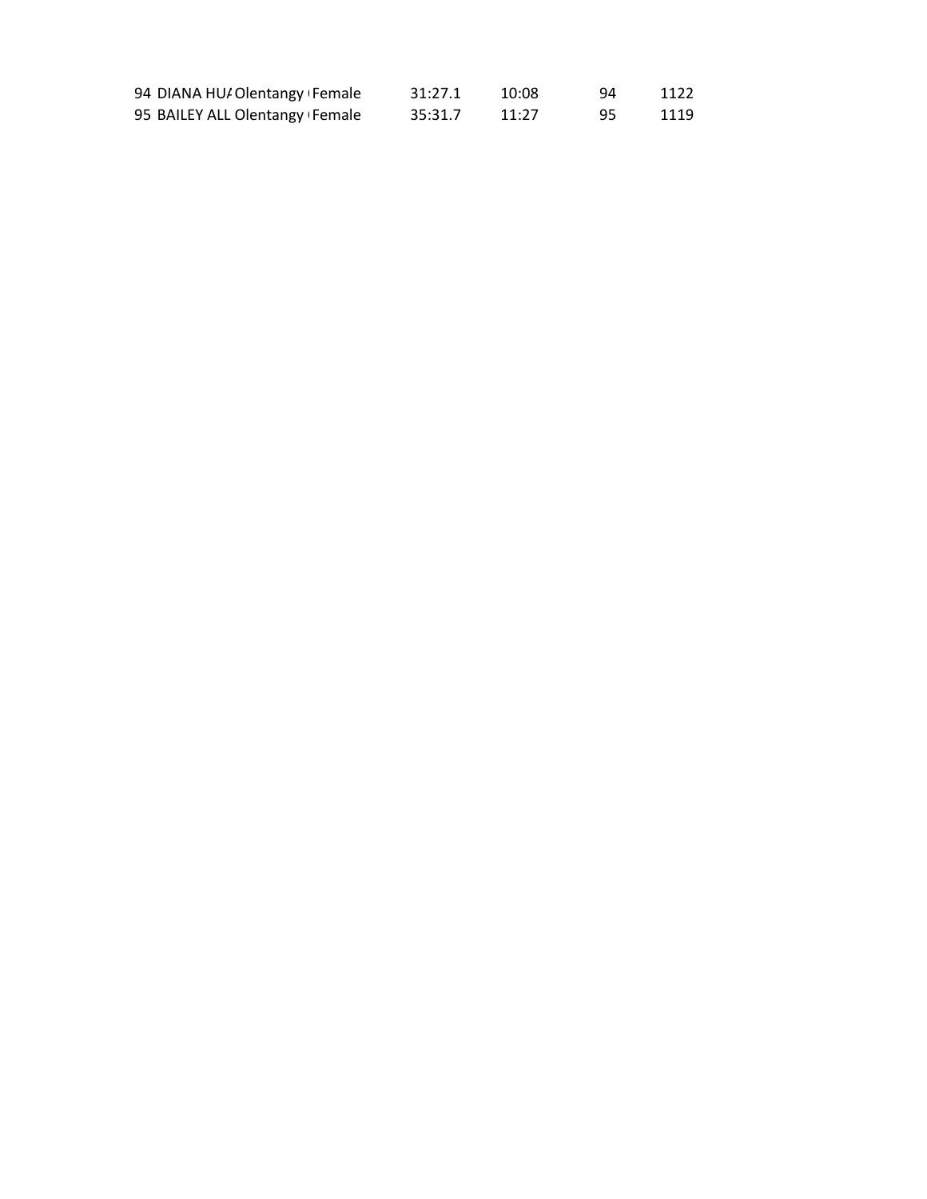| | | | | | | | |
|---|---|---|---|---|---|---|---|
| 94 | DIANA HUA | Olentangy ( | Female | 31:27.1 | 10:08 | 94 | 1122 |
| 95 | BAILEY ALL | Olentangy ( | Female | 35:31.7 | 11:27 | 95 | 1119 |